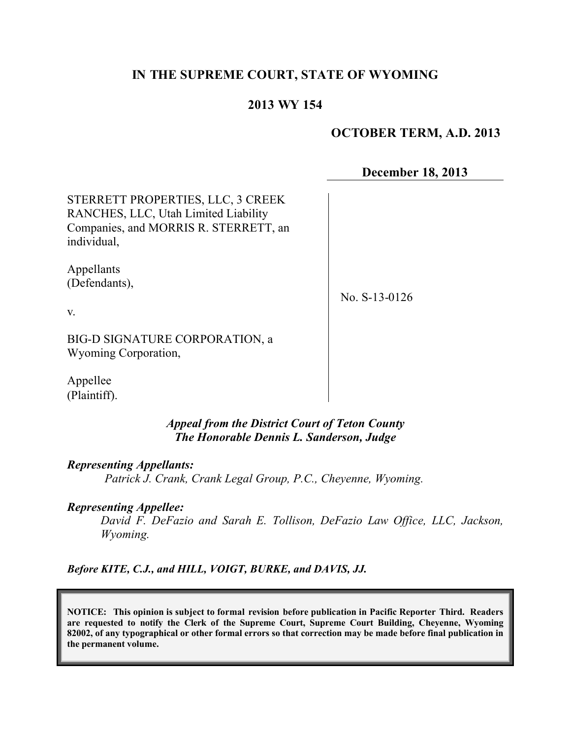# IN THE SUPREME COURT, STATE OF WYOMING

## 2013 WY 154

**OCTOBER TERM, A.D. 2013**

**December 18, 2013**

STERRETT PROPERTIES, LLC, 3 CREEK RANCHES, LLC, Utah Limited Liability Companies, and MORRIS R. STERRETT, an individual,

Appellants (Defendants),

v.

BIG-D SIGNATURE CORPORATION, a Wyoming Corporation,

Appellee (Plaintiff).

No. S-13-0126

*Appeal from the District Court of Teton County*
*The Honorable Dennis L. Sanderson, Judge*

***Representing Appellants:***

*Patrick J. Crank, Crank Legal Group, P.C., Cheyenne, Wyoming.*

***Representing Appellee:***

*David F. DeFazio and Sarah E. Tollison, DeFazio Law Office, LLC, Jackson, Wyoming.*

***Before KITE, C.J., and HILL, VOIGT, BURKE, and DAVIS, JJ.***

**NOTICE: This opinion is subject to formal revision before publication in Pacific Reporter Third. Readers are requested to notify the Clerk of the Supreme Court, Supreme Court Building, Cheyenne, Wyoming 82002, of any typographical or other formal errors so that correction may be made before final publication in the permanent volume.**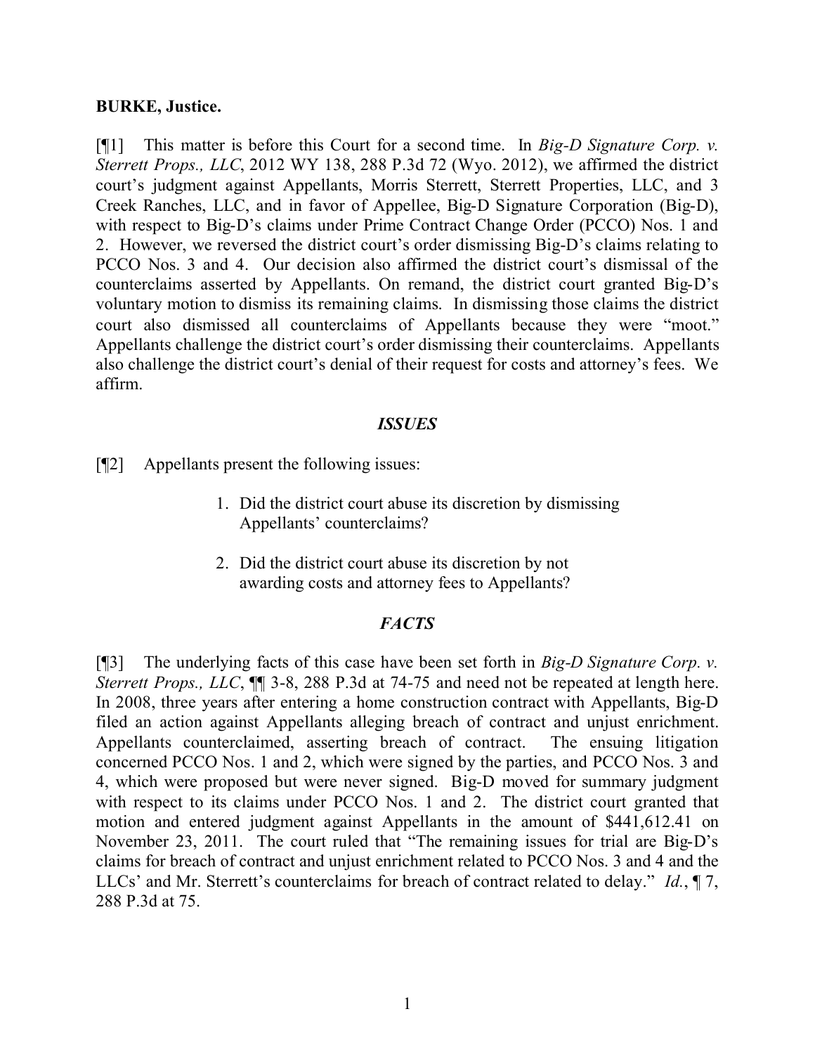**BURKE, Justice.**

[¶1] This matter is before this Court for a second time. In *Big-D Signature Corp. v. Sterrett Props., LLC*, 2012 WY 138, 288 P.3d 72 (Wyo. 2012), we affirmed the district court's judgment against Appellants, Morris Sterrett, Sterrett Properties, LLC, and 3 Creek Ranches, LLC, and in favor of Appellee, Big-D Signature Corporation (Big-D), with respect to Big-D's claims under Prime Contract Change Order (PCCO) Nos. 1 and 2. However, we reversed the district court's order dismissing Big-D's claims relating to PCCO Nos. 3 and 4. Our decision also affirmed the district court's dismissal of the counterclaims asserted by Appellants. On remand, the district court granted Big-D's voluntary motion to dismiss its remaining claims. In dismissing those claims the district court also dismissed all counterclaims of Appellants because they were "moot." Appellants challenge the district court's order dismissing their counterclaims. Appellants also challenge the district court's denial of their request for costs and attorney's fees. We affirm.

## *ISSUES*

[¶2] Appellants present the following issues:

1. Did the district court abuse its discretion by dismissing Appellants' counterclaims?
2. Did the district court abuse its discretion by not awarding costs and attorney fees to Appellants?

## *FACTS*

[¶3] The underlying facts of this case have been set forth in *Big-D Signature Corp. v. Sterrett Props., LLC*, ¶¶ 3-8, 288 P.3d at 74-75 and need not be repeated at length here. In 2008, three years after entering a home construction contract with Appellants, Big-D filed an action against Appellants alleging breach of contract and unjust enrichment. Appellants counterclaimed, asserting breach of contract. The ensuing litigation concerned PCCO Nos. 1 and 2, which were signed by the parties, and PCCO Nos. 3 and 4, which were proposed but were never signed. Big-D moved for summary judgment with respect to its claims under PCCO Nos. 1 and 2. The district court granted that motion and entered judgment against Appellants in the amount of $441,612.41 on November 23, 2011. The court ruled that "The remaining issues for trial are Big-D's claims for breach of contract and unjust enrichment related to PCCO Nos. 3 and 4 and the LLCs' and Mr. Sterrett's counterclaims for breach of contract related to delay." *Id.*, ¶ 7, 288 P.3d at 75.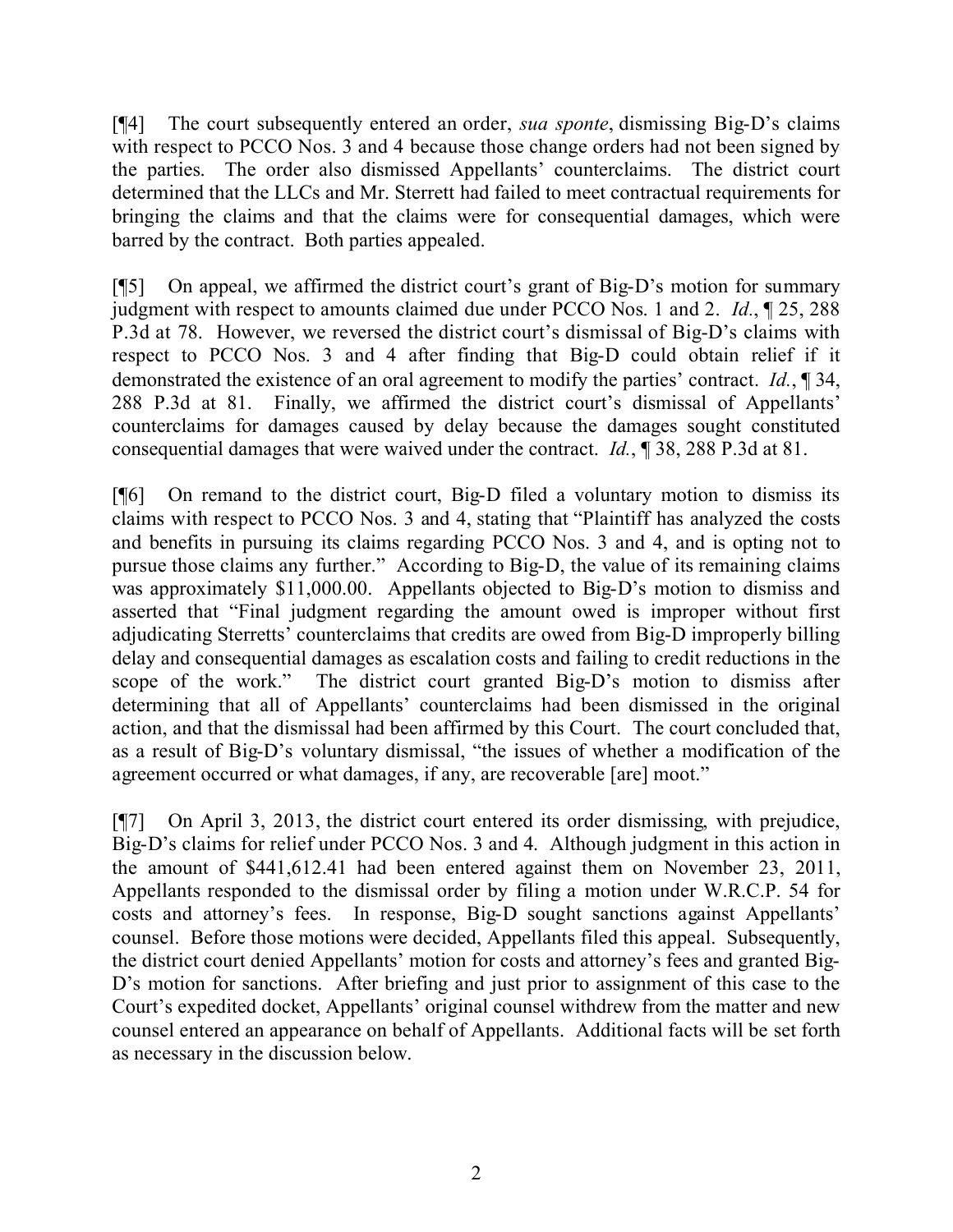[¶4] The court subsequently entered an order, *sua sponte*, dismissing Big-D's claims with respect to PCCO Nos. 3 and 4 because those change orders had not been signed by the parties. The order also dismissed Appellants' counterclaims. The district court determined that the LLCs and Mr. Sterrett had failed to meet contractual requirements for bringing the claims and that the claims were for consequential damages, which were barred by the contract. Both parties appealed.

[¶5] On appeal, we affirmed the district court's grant of Big-D's motion for summary judgment with respect to amounts claimed due under PCCO Nos. 1 and 2. *Id.*, ¶ 25, 288 P.3d at 78. However, we reversed the district court's dismissal of Big-D's claims with respect to PCCO Nos. 3 and 4 after finding that Big-D could obtain relief if it demonstrated the existence of an oral agreement to modify the parties' contract. *Id.*, ¶ 34, 288 P.3d at 81. Finally, we affirmed the district court's dismissal of Appellants' counterclaims for damages caused by delay because the damages sought constituted consequential damages that were waived under the contract. *Id.*, ¶ 38, 288 P.3d at 81.

[¶6] On remand to the district court, Big-D filed a voluntary motion to dismiss its claims with respect to PCCO Nos. 3 and 4, stating that "Plaintiff has analyzed the costs and benefits in pursuing its claims regarding PCCO Nos. 3 and 4, and is opting not to pursue those claims any further." According to Big-D, the value of its remaining claims was approximately $11,000.00. Appellants objected to Big-D's motion to dismiss and asserted that "Final judgment regarding the amount owed is improper without first adjudicating Sterretts' counterclaims that credits are owed from Big-D improperly billing delay and consequential damages as escalation costs and failing to credit reductions in the scope of the work." The district court granted Big-D's motion to dismiss after determining that all of Appellants' counterclaims had been dismissed in the original action, and that the dismissal had been affirmed by this Court. The court concluded that, as a result of Big-D's voluntary dismissal, "the issues of whether a modification of the agreement occurred or what damages, if any, are recoverable [are] moot."

[¶7] On April 3, 2013, the district court entered its order dismissing, with prejudice, Big-D's claims for relief under PCCO Nos. 3 and 4. Although judgment in this action in the amount of $441,612.41 had been entered against them on November 23, 2011, Appellants responded to the dismissal order by filing a motion under W.R.C.P. 54 for costs and attorney's fees. In response, Big-D sought sanctions against Appellants' counsel. Before those motions were decided, Appellants filed this appeal. Subsequently, the district court denied Appellants' motion for costs and attorney's fees and granted Big-D's motion for sanctions. After briefing and just prior to assignment of this case to the Court's expedited docket, Appellants' original counsel withdrew from the matter and new counsel entered an appearance on behalf of Appellants. Additional facts will be set forth as necessary in the discussion below.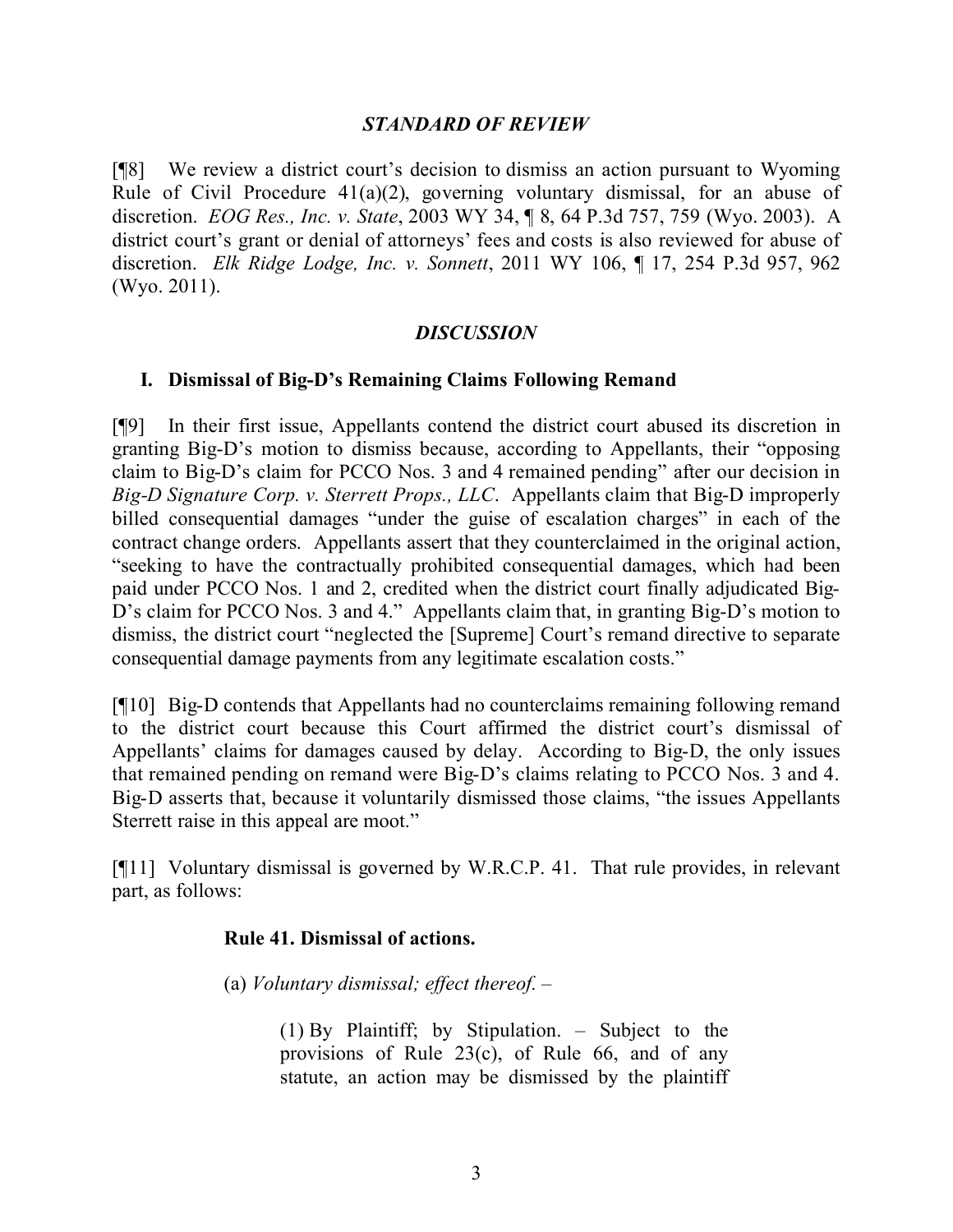### *STANDARD OF REVIEW*

[¶8] We review a district court's decision to dismiss an action pursuant to Wyoming Rule of Civil Procedure 41(a)(2), governing voluntary dismissal, for an abuse of discretion. *EOG Res., Inc. v. State*, 2003 WY 34, ¶ 8, 64 P.3d 757, 759 (Wyo. 2003). A district court's grant or denial of attorneys' fees and costs is also reviewed for abuse of discretion. *Elk Ridge Lodge, Inc. v. Sonnett*, 2011 WY 106, ¶ 17, 254 P.3d 957, 962 (Wyo. 2011).

### *DISCUSSION*

#### I. Dismissal of Big-D's Remaining Claims Following Remand

[¶9] In their first issue, Appellants contend the district court abused its discretion in granting Big-D's motion to dismiss because, according to Appellants, their "opposing claim to Big-D's claim for PCCO Nos. 3 and 4 remained pending" after our decision in *Big-D Signature Corp. v. Sterrett Props., LLC*. Appellants claim that Big-D improperly billed consequential damages "under the guise of escalation charges" in each of the contract change orders. Appellants assert that they counterclaimed in the original action, "seeking to have the contractually prohibited consequential damages, which had been paid under PCCO Nos. 1 and 2, credited when the district court finally adjudicated Big-D's claim for PCCO Nos. 3 and 4." Appellants claim that, in granting Big-D's motion to dismiss, the district court "neglected the [Supreme] Court's remand directive to separate consequential damage payments from any legitimate escalation costs."

[¶10] Big-D contends that Appellants had no counterclaims remaining following remand to the district court because this Court affirmed the district court's dismissal of Appellants' claims for damages caused by delay. According to Big-D, the only issues that remained pending on remand were Big-D's claims relating to PCCO Nos. 3 and 4. Big-D asserts that, because it voluntarily dismissed those claims, "the issues Appellants Sterrett raise in this appeal are moot."

[¶11] Voluntary dismissal is governed by W.R.C.P. 41. That rule provides, in relevant part, as follows:

> **Rule 41. Dismissal of actions.**
>
> (a) *Voluntary dismissal; effect thereof.* –
>
> > (1) By Plaintiff; by Stipulation. – Subject to the provisions of Rule 23(c), of Rule 66, and of any statute, an action may be dismissed by the plaintiff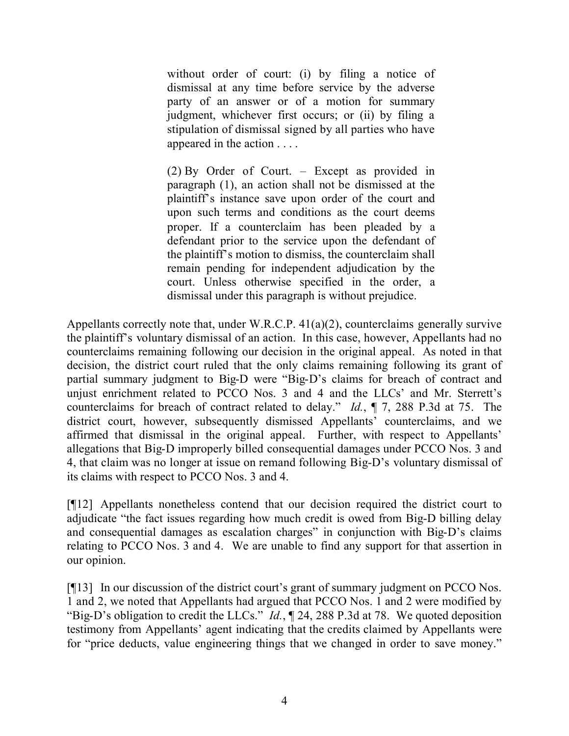> without order of court: (i) by filing a notice of dismissal at any time before service by the adverse party of an answer or of a motion for summary judgment, whichever first occurs; or (ii) by filing a stipulation of dismissal signed by all parties who have appeared in the action . . . .
>
> (2) By Order of Court. – Except as provided in paragraph (1), an action shall not be dismissed at the plaintiff's instance save upon order of the court and upon such terms and conditions as the court deems proper. If a counterclaim has been pleaded by a defendant prior to the service upon the defendant of the plaintiff's motion to dismiss, the counterclaim shall remain pending for independent adjudication by the court. Unless otherwise specified in the order, a dismissal under this paragraph is without prejudice.

Appellants correctly note that, under W.R.C.P. 41(a)(2), counterclaims generally survive the plaintiff's voluntary dismissal of an action. In this case, however, Appellants had no counterclaims remaining following our decision in the original appeal. As noted in that decision, the district court ruled that the only claims remaining following its grant of partial summary judgment to Big-D were "Big-D's claims for breach of contract and unjust enrichment related to PCCO Nos. 3 and 4 and the LLCs' and Mr. Sterrett's counterclaims for breach of contract related to delay." *Id.*, ¶ 7, 288 P.3d at 75. The district court, however, subsequently dismissed Appellants' counterclaims, and we affirmed that dismissal in the original appeal. Further, with respect to Appellants' allegations that Big-D improperly billed consequential damages under PCCO Nos. 3 and 4, that claim was no longer at issue on remand following Big-D's voluntary dismissal of its claims with respect to PCCO Nos. 3 and 4.

[¶12] Appellants nonetheless contend that our decision required the district court to adjudicate "the fact issues regarding how much credit is owed from Big-D billing delay and consequential damages as escalation charges" in conjunction with Big-D's claims relating to PCCO Nos. 3 and 4. We are unable to find any support for that assertion in our opinion.

[¶13] In our discussion of the district court's grant of summary judgment on PCCO Nos. 1 and 2, we noted that Appellants had argued that PCCO Nos. 1 and 2 were modified by "Big-D's obligation to credit the LLCs." *Id.*, ¶ 24, 288 P.3d at 78. We quoted deposition testimony from Appellants' agent indicating that the credits claimed by Appellants were for "price deducts, value engineering things that we changed in order to save money."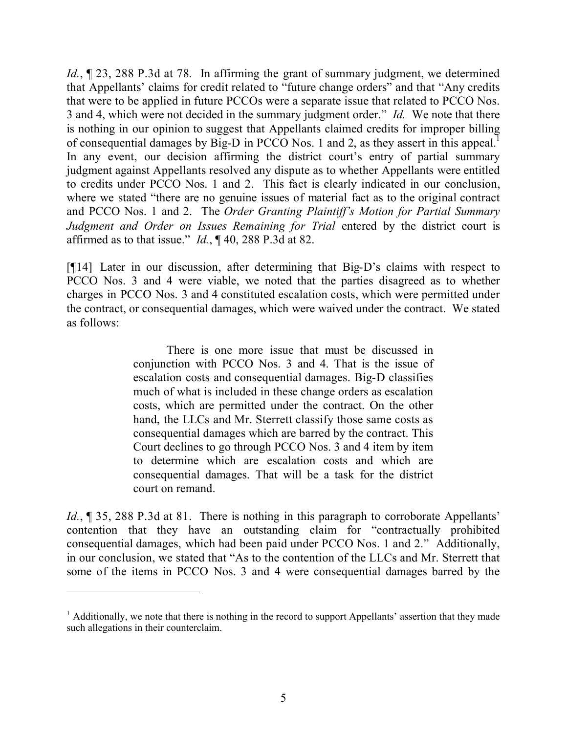*Id.*, ¶ 23, 288 P.3d at 78. In affirming the grant of summary judgment, we determined that Appellants' claims for credit related to "future change orders" and that "Any credits that were to be applied in future PCCOs were a separate issue that related to PCCO Nos. 3 and 4, which were not decided in the summary judgment order." *Id.* We note that there is nothing in our opinion to suggest that Appellants claimed credits for improper billing of consequential damages by Big-D in PCCO Nos. 1 and 2, as they assert in this appeal.[1] In any event, our decision affirming the district court's entry of partial summary judgment against Appellants resolved any dispute as to whether Appellants were entitled to credits under PCCO Nos. 1 and 2. This fact is clearly indicated in our conclusion, where we stated "there are no genuine issues of material fact as to the original contract and PCCO Nos. 1 and 2. The *Order Granting Plaintiff's Motion for Partial Summary Judgment and Order on Issues Remaining for Trial* entered by the district court is affirmed as to that issue." *Id.*, ¶ 40, 288 P.3d at 82.

[¶14] Later in our discussion, after determining that Big-D's claims with respect to PCCO Nos. 3 and 4 were viable, we noted that the parties disagreed as to whether charges in PCCO Nos. 3 and 4 constituted escalation costs, which were permitted under the contract, or consequential damages, which were waived under the contract. We stated as follows:

> There is one more issue that must be discussed in conjunction with PCCO Nos. 3 and 4. That is the issue of escalation costs and consequential damages. Big-D classifies much of what is included in these change orders as escalation costs, which are permitted under the contract. On the other hand, the LLCs and Mr. Sterrett classify those same costs as consequential damages which are barred by the contract. This Court declines to go through PCCO Nos. 3 and 4 item by item to determine which are escalation costs and which are consequential damages. That will be a task for the district court on remand.

*Id.*, ¶ 35, 288 P.3d at 81. There is nothing in this paragraph to corroborate Appellants' contention that they have an outstanding claim for "contractually prohibited consequential damages, which had been paid under PCCO Nos. 1 and 2." Additionally, in our conclusion, we stated that "As to the contention of the LLCs and Mr. Sterrett that some of the items in PCCO Nos. 3 and 4 were consequential damages barred by the

---

[1] Additionally, we note that there is nothing in the record to support Appellants' assertion that they made such allegations in their counterclaim.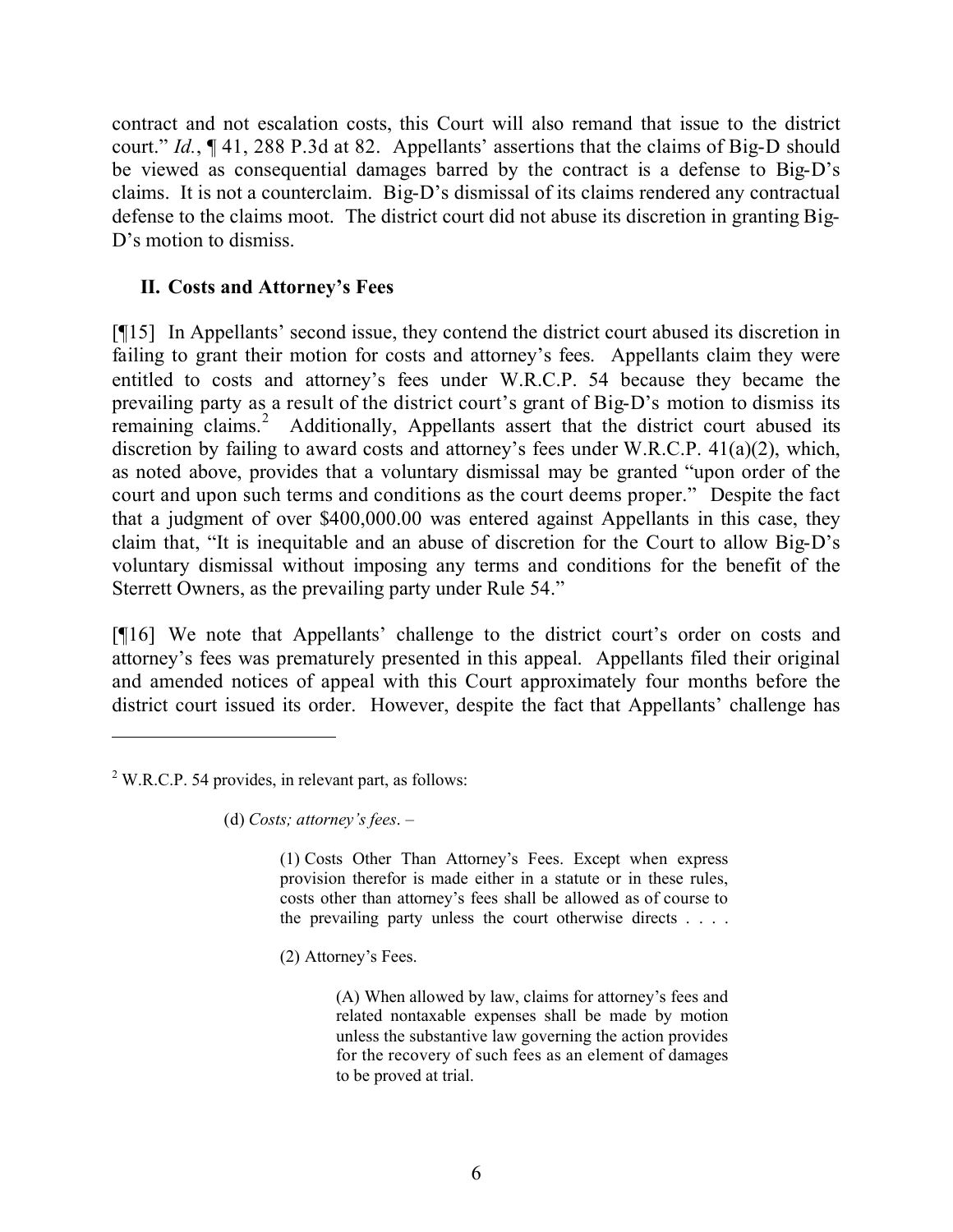contract and not escalation costs, this Court will also remand that issue to the district court." *Id.*, ¶ 41, 288 P.3d at 82. Appellants' assertions that the claims of Big-D should be viewed as consequential damages barred by the contract is a defense to Big-D's claims. It is not a counterclaim. Big-D's dismissal of its claims rendered any contractual defense to the claims moot. The district court did not abuse its discretion in granting Big-D's motion to dismiss.

## II. Costs and Attorney's Fees

[¶15] In Appellants' second issue, they contend the district court abused its discretion in failing to grant their motion for costs and attorney's fees. Appellants claim they were entitled to costs and attorney's fees under W.R.C.P. 54 because they became the prevailing party as a result of the district court's grant of Big-D's motion to dismiss its remaining claims.[2] Additionally, Appellants assert that the district court abused its discretion by failing to award costs and attorney's fees under W.R.C.P. 41(a)(2), which, as noted above, provides that a voluntary dismissal may be granted "upon order of the court and upon such terms and conditions as the court deems proper." Despite the fact that a judgment of over $400,000.00 was entered against Appellants in this case, they claim that, "It is inequitable and an abuse of discretion for the Court to allow Big-D's voluntary dismissal without imposing any terms and conditions for the benefit of the Sterrett Owners, as the prevailing party under Rule 54."

[¶16] We note that Appellants' challenge to the district court's order on costs and attorney's fees was prematurely presented in this appeal. Appellants filed their original and amended notices of appeal with this Court approximately four months before the district court issued its order. However, despite the fact that Appellants' challenge has

---

[2] W.R.C.P. 54 provides, in relevant part, as follows:

> (d) *Costs; attorney's fees*. –
>
> > (1) Costs Other Than Attorney's Fees. Except when express provision therefor is made either in a statute or in these rules, costs other than attorney's fees shall be allowed as of course to the prevailing party unless the court otherwise directs . . . .
> >
> > (2) Attorney's Fees.
> >
> > > (A) When allowed by law, claims for attorney's fees and related nontaxable expenses shall be made by motion unless the substantive law governing the action provides for the recovery of such fees as an element of damages to be proved at trial.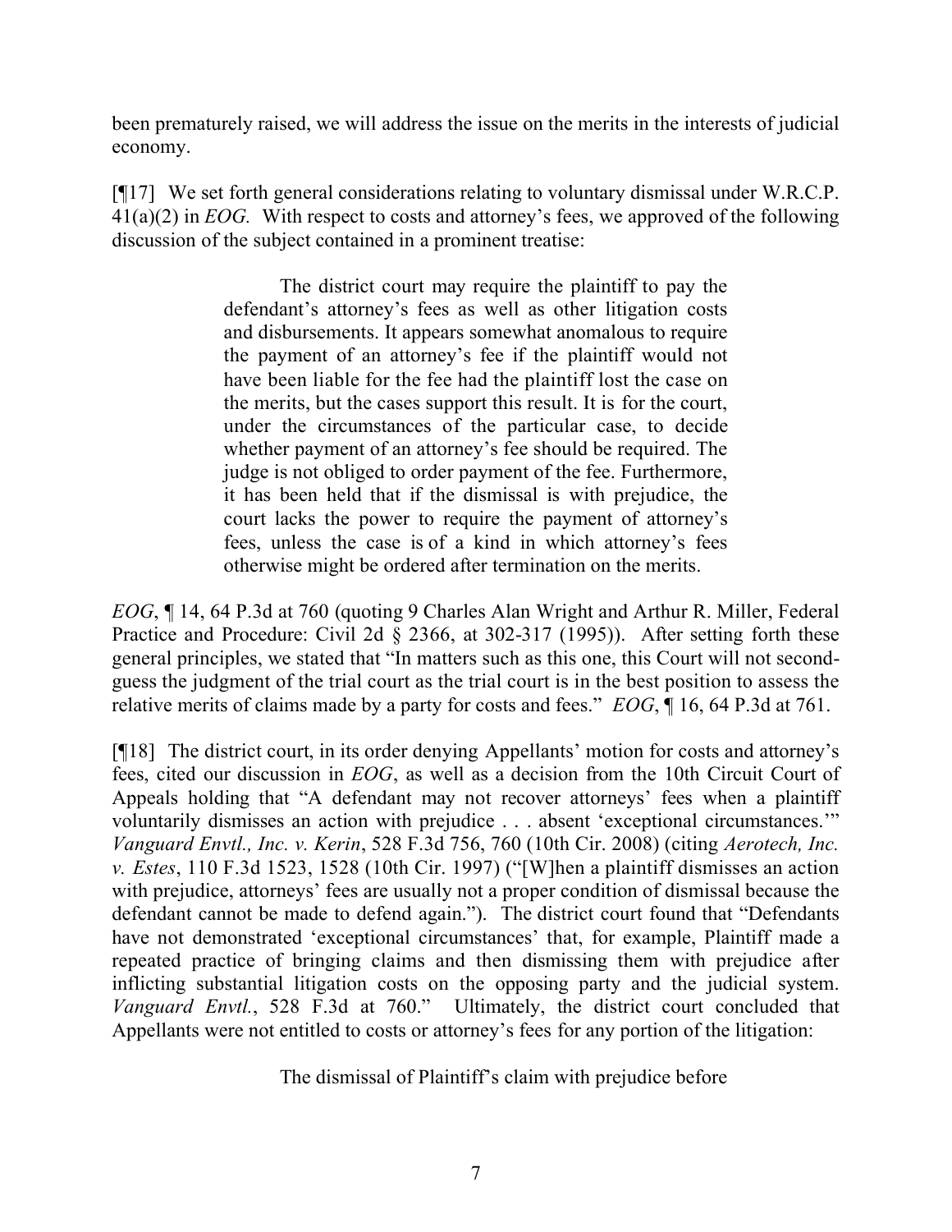been prematurely raised, we will address the issue on the merits in the interests of judicial economy.

[¶17] We set forth general considerations relating to voluntary dismissal under W.R.C.P. 41(a)(2) in *EOG.* With respect to costs and attorney's fees, we approved of the following discussion of the subject contained in a prominent treatise:

> The district court may require the plaintiff to pay the defendant's attorney's fees as well as other litigation costs and disbursements. It appears somewhat anomalous to require the payment of an attorney's fee if the plaintiff would not have been liable for the fee had the plaintiff lost the case on the merits, but the cases support this result. It is for the court, under the circumstances of the particular case, to decide whether payment of an attorney's fee should be required. The judge is not obliged to order payment of the fee. Furthermore, it has been held that if the dismissal is with prejudice, the court lacks the power to require the payment of attorney's fees, unless the case is of a kind in which attorney's fees otherwise might be ordered after termination on the merits.

*EOG*, ¶ 14, 64 P.3d at 760 (quoting 9 Charles Alan Wright and Arthur R. Miller, Federal Practice and Procedure: Civil 2d § 2366, at 302-317 (1995)). After setting forth these general principles, we stated that "In matters such as this one, this Court will not second-guess the judgment of the trial court as the trial court is in the best position to assess the relative merits of claims made by a party for costs and fees." *EOG*, ¶ 16, 64 P.3d at 761.

[¶18] The district court, in its order denying Appellants' motion for costs and attorney's fees, cited our discussion in *EOG*, as well as a decision from the 10th Circuit Court of Appeals holding that "A defendant may not recover attorneys' fees when a plaintiff voluntarily dismisses an action with prejudice . . . absent 'exceptional circumstances.'" *Vanguard Envtl., Inc. v. Kerin*, 528 F.3d 756, 760 (10th Cir. 2008) (citing *Aerotech, Inc. v. Estes*, 110 F.3d 1523, 1528 (10th Cir. 1997) ("[W]hen a plaintiff dismisses an action with prejudice, attorneys' fees are usually not a proper condition of dismissal because the defendant cannot be made to defend again."). The district court found that "Defendants have not demonstrated 'exceptional circumstances' that, for example, Plaintiff made a repeated practice of bringing claims and then dismissing them with prejudice after inflicting substantial litigation costs on the opposing party and the judicial system. *Vanguard Envtl.*, 528 F.3d at 760." Ultimately, the district court concluded that Appellants were not entitled to costs or attorney's fees for any portion of the litigation:

> The dismissal of Plaintiff's claim with prejudice before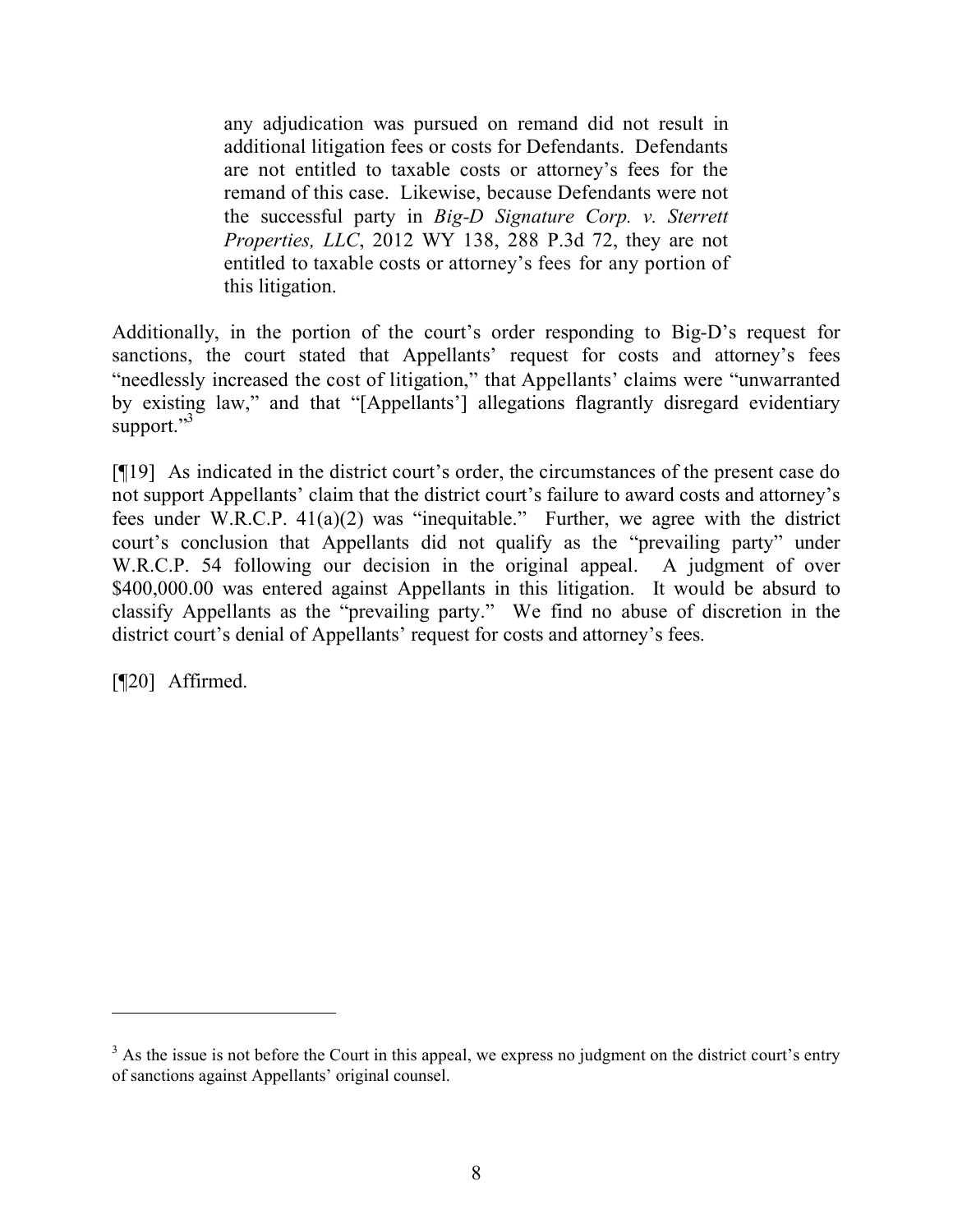> any adjudication was pursued on remand did not result in additional litigation fees or costs for Defendants. Defendants are not entitled to taxable costs or attorney's fees for the remand of this case. Likewise, because Defendants were not the successful party in *Big-D Signature Corp. v. Sterrett Properties, LLC*, 2012 WY 138, 288 P.3d 72, they are not entitled to taxable costs or attorney's fees for any portion of this litigation.

Additionally, in the portion of the court's order responding to Big-D's request for sanctions, the court stated that Appellants' request for costs and attorney's fees "needlessly increased the cost of litigation," that Appellants' claims were "unwarranted by existing law," and that "[Appellants'] allegations flagrantly disregard evidentiary support."[3]

[¶19] As indicated in the district court's order, the circumstances of the present case do not support Appellants' claim that the district court's failure to award costs and attorney's fees under W.R.C.P. 41(a)(2) was "inequitable." Further, we agree with the district court's conclusion that Appellants did not qualify as the "prevailing party" under W.R.C.P. 54 following our decision in the original appeal. A judgment of over $400,000.00 was entered against Appellants in this litigation. It would be absurd to classify Appellants as the "prevailing party." We find no abuse of discretion in the district court's denial of Appellants' request for costs and attorney's fees.

[¶20] Affirmed.

---

[3] As the issue is not before the Court in this appeal, we express no judgment on the district court's entry of sanctions against Appellants' original counsel.